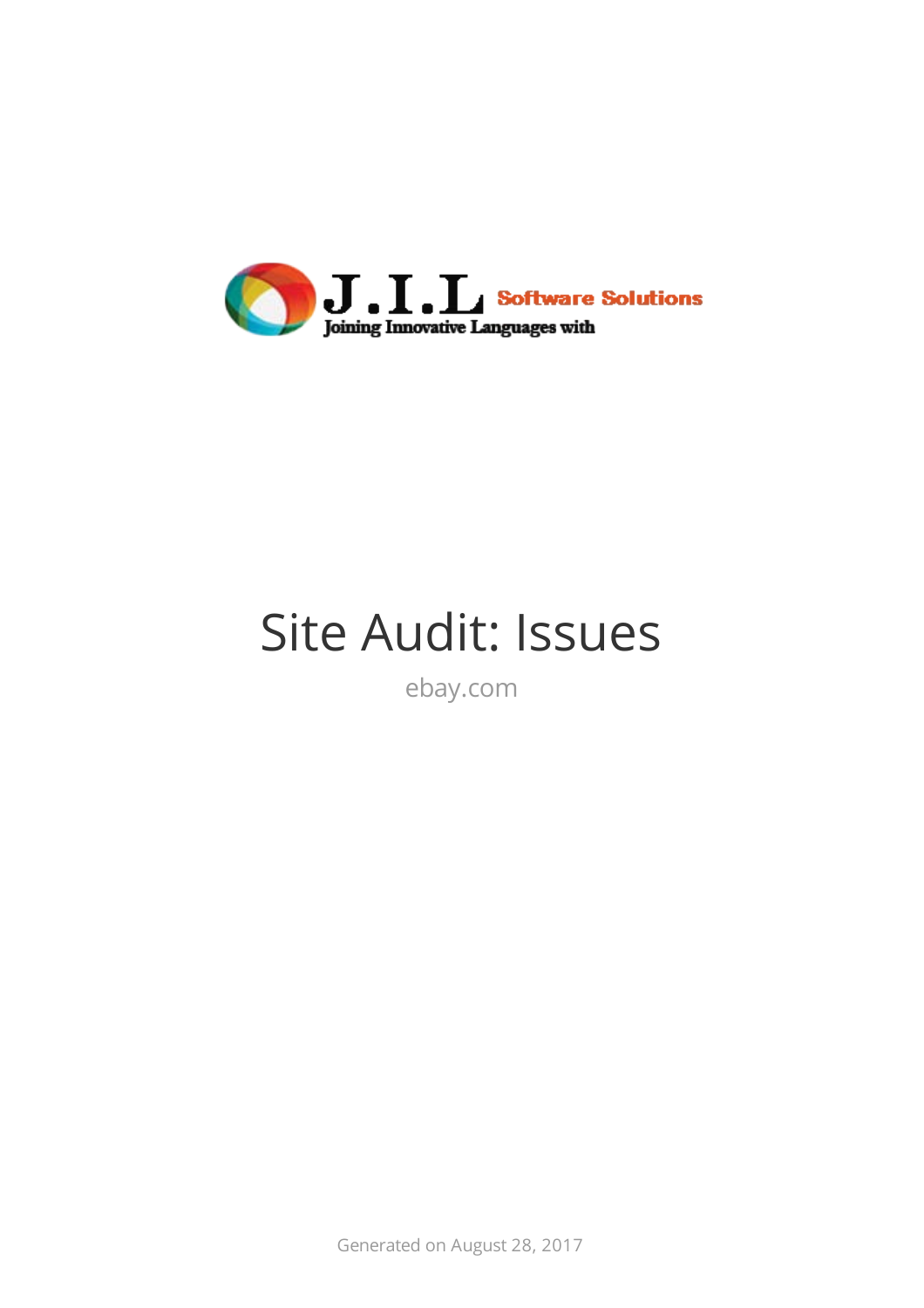J.I.L Software Solutions

Joining Innovative Languages with

# Site Audit: Issues

ebay.com

Generated on August 28, 2017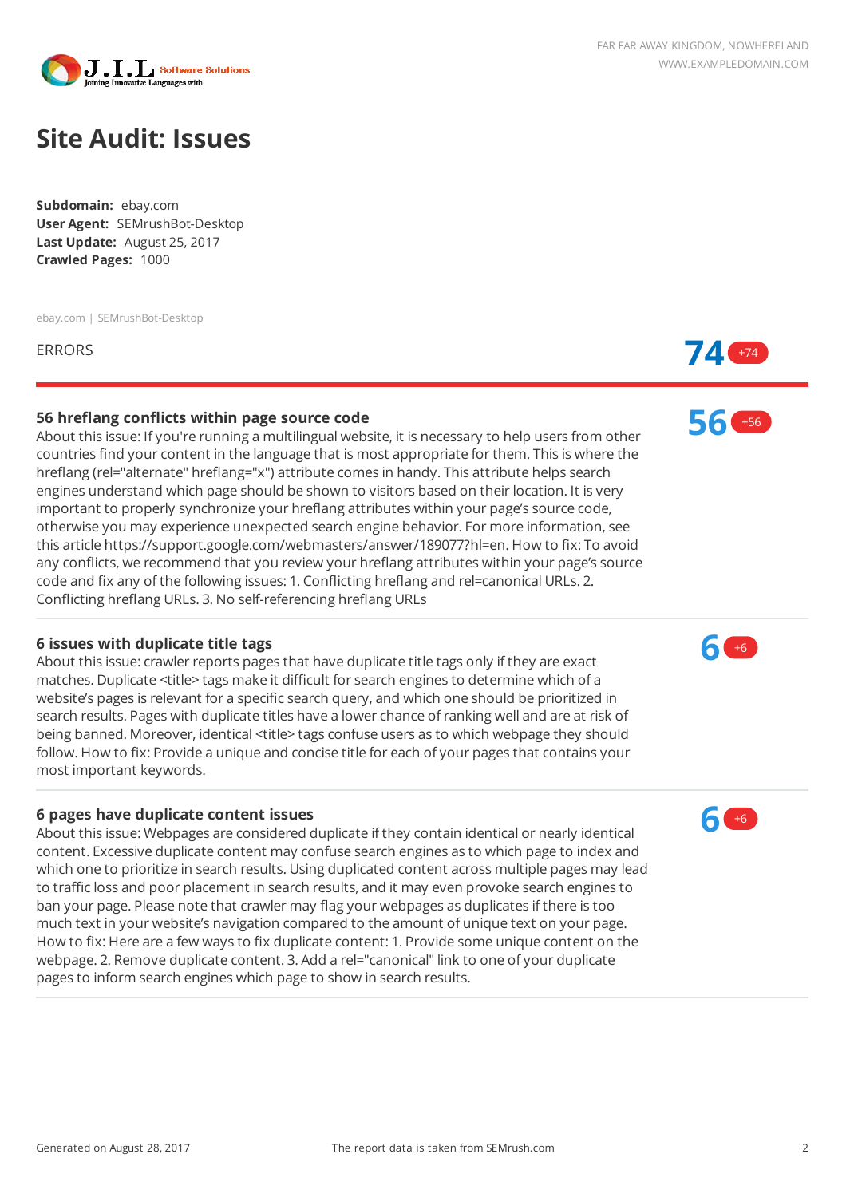# Site Audit: Issues

**Subdomain:** ebay.com
**User Agent:** SEMrushBot-Desktop
**Last Update:** August 25, 2017
**Crawled Pages:** 1000

ebay.com | SEMrushBot-Desktop

ERRORS **74** +74

### 56 hreflang conflicts within page source code

**56** +56

About this issue: If you're running a multilingual website, it is necessary to help users from other countries find your content in the language that is most appropriate for them. This is where the hreflang (rel="alternate" hreflang="x") attribute comes in handy. This attribute helps search engines understand which page should be shown to visitors based on their location. It is very important to properly synchronize your hreflang attributes within your page's source code, otherwise you may experience unexpected search engine behavior. For more information, see this article https://support.google.com/webmasters/answer/189077?hl=en. How to fix: To avoid any conflicts, we recommend that you review your hreflang attributes within your page's source code and fix any of the following issues: 1. Conflicting hreflang and rel=canonical URLs. 2. Conflicting hreflang URLs. 3. No self-referencing hreflang URLs

### 6 issues with duplicate title tags

**6** +6

About this issue: crawler reports pages that have duplicate title tags only if they are exact matches. Duplicate <title> tags make it difficult for search engines to determine which of a website's pages is relevant for a specific search query, and which one should be prioritized in search results. Pages with duplicate titles have a lower chance of ranking well and are at risk of being banned. Moreover, identical <title> tags confuse users as to which webpage they should follow. How to fix: Provide a unique and concise title for each of your pages that contains your most important keywords.

### 6 pages have duplicate content issues

**6** +6

About this issue: Webpages are considered duplicate if they contain identical or nearly identical content. Excessive duplicate content may confuse search engines as to which page to index and which one to prioritize in search results. Using duplicated content across multiple pages may lead to traffic loss and poor placement in search results, and it may even provoke search engines to ban your page. Please note that crawler may flag your webpages as duplicates if there is too much text in your website's navigation compared to the amount of unique text on your page. How to fix: Here are a few ways to fix duplicate content: 1. Provide some unique content on the webpage. 2. Remove duplicate content. 3. Add a rel="canonical" link to one of your duplicate pages to inform search engines which page to show in search results.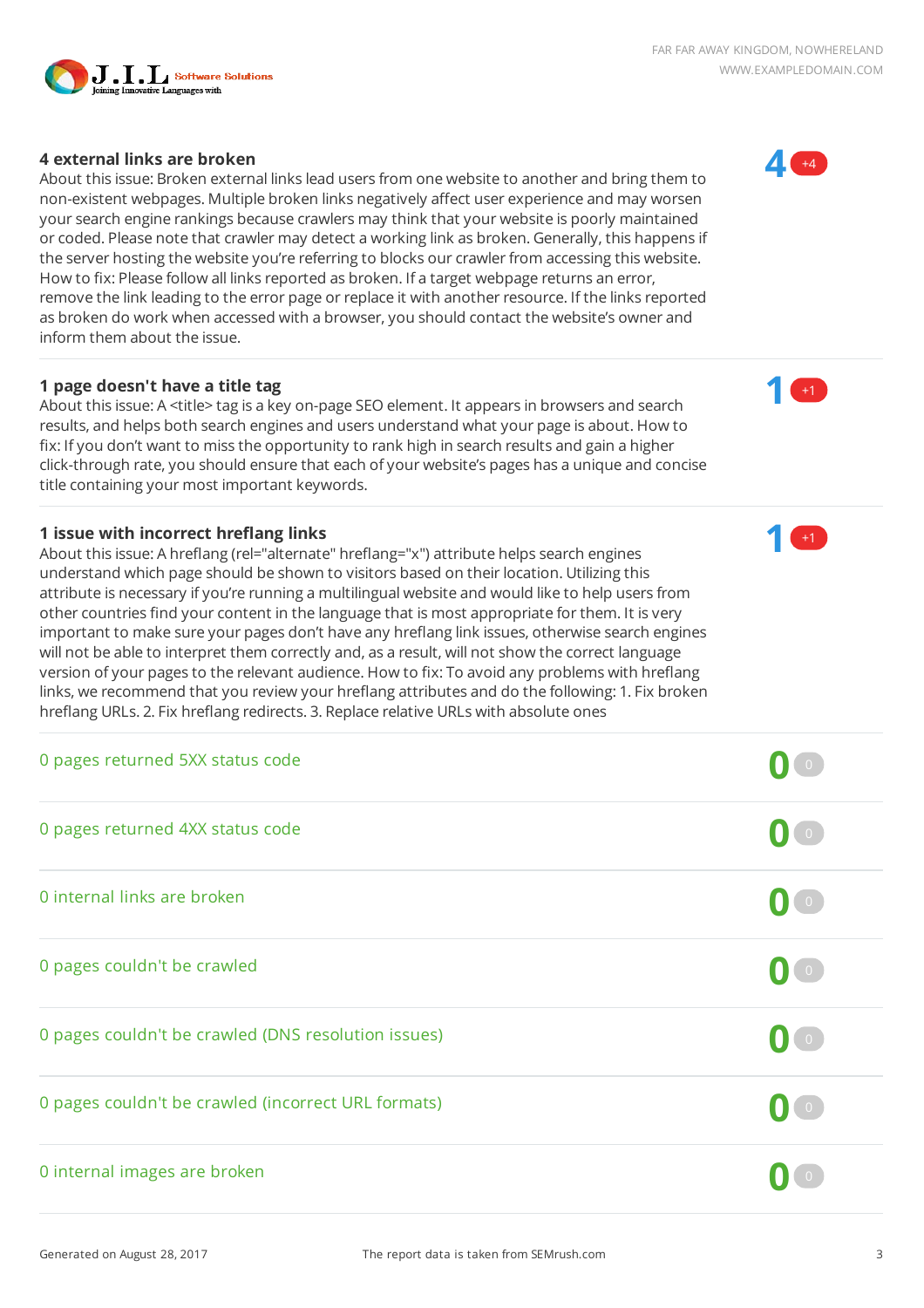### 4 external links are broken

About this issue: Broken external links lead users from one website to another and bring them to non-existent webpages. Multiple broken links negatively affect user experience and may worsen your search engine rankings because crawlers may think that your website is poorly maintained or coded. Please note that crawler may detect a working link as broken. Generally, this happens if the server hosting the website you're referring to blocks our crawler from accessing this website. How to fix: Please follow all links reported as broken. If a target webpage returns an error, remove the link leading to the error page or replace it with another resource. If the links reported as broken do work when accessed with a browser, you should contact the website's owner and inform them about the issue.

**4** +4

### 1 page doesn't have a title tag

About this issue: A <title> tag is a key on-page SEO element. It appears in browsers and search results, and helps both search engines and users understand what your page is about. How to fix: If you don't want to miss the opportunity to rank high in search results and gain a higher click-through rate, you should ensure that each of your website's pages has a unique and concise title containing your most important keywords.

**1** +1

### 1 issue with incorrect hreflang links

About this issue: A hreflang (rel="alternate" hreflang="x") attribute helps search engines understand which page should be shown to visitors based on their location. Utilizing this attribute is necessary if you're running a multilingual website and would like to help users from other countries find your content in the language that is most appropriate for them. It is very important to make sure your pages don't have any hreflang link issues, otherwise search engines will not be able to interpret them correctly and, as a result, will not show the correct language version of your pages to the relevant audience. How to fix: To avoid any problems with hreflang links, we recommend that you review your hreflang attributes and do the following: 1. Fix broken hreflang URLs. 2. Fix hreflang redirects. 3. Replace relative URLs with absolute ones

**1** +1

| Issue | Count | Change |
|---|---|---|
| 0 pages returned 5XX status code | 0 | 0 |
| 0 pages returned 4XX status code | 0 | 0 |
| 0 internal links are broken | 0 | 0 |
| 0 pages couldn't be crawled | 0 | 0 |
| 0 pages couldn't be crawled (DNS resolution issues) | 0 | 0 |
| 0 pages couldn't be crawled (incorrect URL formats) | 0 | 0 |
| 0 internal images are broken | 0 | 0 |

Generated on August 28, 2017 The report data is taken from SEMrush.com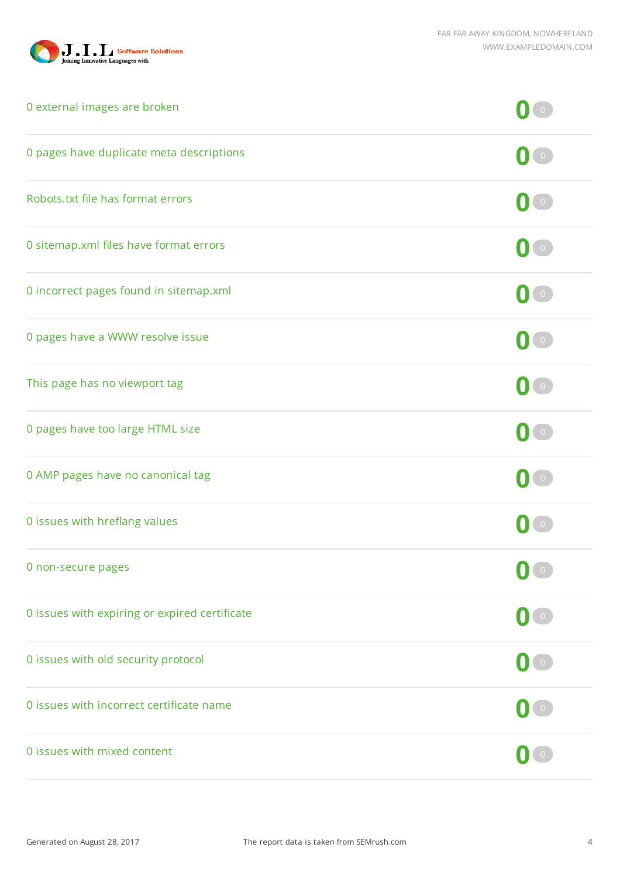| Issue | Count | Change |
|---|---|---|
| 0 external images are broken | 0 | 0 |
| 0 pages have duplicate meta descriptions | 0 | 0 |
| Robots.txt file has format errors | 0 | 0 |
| 0 sitemap.xml files have format errors | 0 | 0 |
| 0 incorrect pages found in sitemap.xml | 0 | 0 |
| 0 pages have a WWW resolve issue | 0 | 0 |
| This page has no viewport tag | 0 | 0 |
| 0 pages have too large HTML size | 0 | 0 |
| 0 AMP pages have no canonical tag | 0 | 0 |
| 0 issues with hreflang values | 0 | 0 |
| 0 non-secure pages | 0 | 0 |
| 0 issues with expiring or expired certificate | 0 | 0 |
| 0 issues with old security protocol | 0 | 0 |
| 0 issues with incorrect certificate name | 0 | 0 |
| 0 issues with mixed content | 0 | 0 |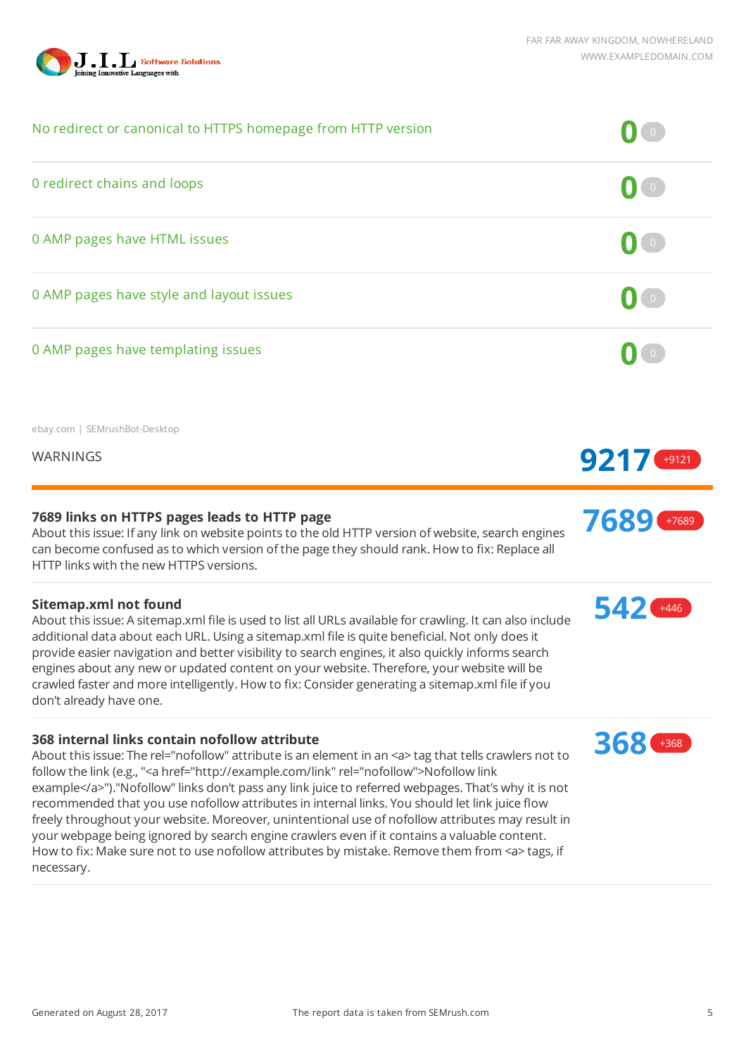| Issue | Count | Change |
| --- | --- | --- |
| No redirect or canonical to HTTPS homepage from HTTP version | 0 | 0 |
| 0 redirect chains and loops | 0 | 0 |
| 0 AMP pages have HTML issues | 0 | 0 |
| 0 AMP pages have style and layout issues | 0 | 0 |
| 0 AMP pages have templating issues | 0 | 0 |

ebay.com | SEMrushBot-Desktop

## WARNINGS

**9217** +9121

### 7689 links on HTTPS pages leads to HTTP page

**7689** +7689

About this issue: If any link on website points to the old HTTP version of website, search engines can become confused as to which version of the page they should rank. How to fix: Replace all HTTP links with the new HTTPS versions.

### Sitemap.xml not found

**542** +446

About this issue: A sitemap.xml file is used to list all URLs available for crawling. It can also include additional data about each URL. Using a sitemap.xml file is quite beneficial. Not only does it provide easier navigation and better visibility to search engines, it also quickly informs search engines about any new or updated content on your website. Therefore, your website will be crawled faster and more intelligently. How to fix: Consider generating a sitemap.xml file if you don't already have one.

### 368 internal links contain nofollow attribute

**368** +368

About this issue: The rel="nofollow" attribute is an element in an <a> tag that tells crawlers not to follow the link (e.g., "<a href="http://example.com/link" rel="nofollow">Nofollow link example</a>")."Nofollow" links don't pass any link juice to referred webpages. That's why it is not recommended that you use nofollow attributes in internal links. You should let link juice flow freely throughout your website. Moreover, unintentional use of nofollow attributes may result in your webpage being ignored by search engine crawlers even if it contains a valuable content. How to fix: Make sure not to use nofollow attributes by mistake. Remove them from <a> tags, if necessary.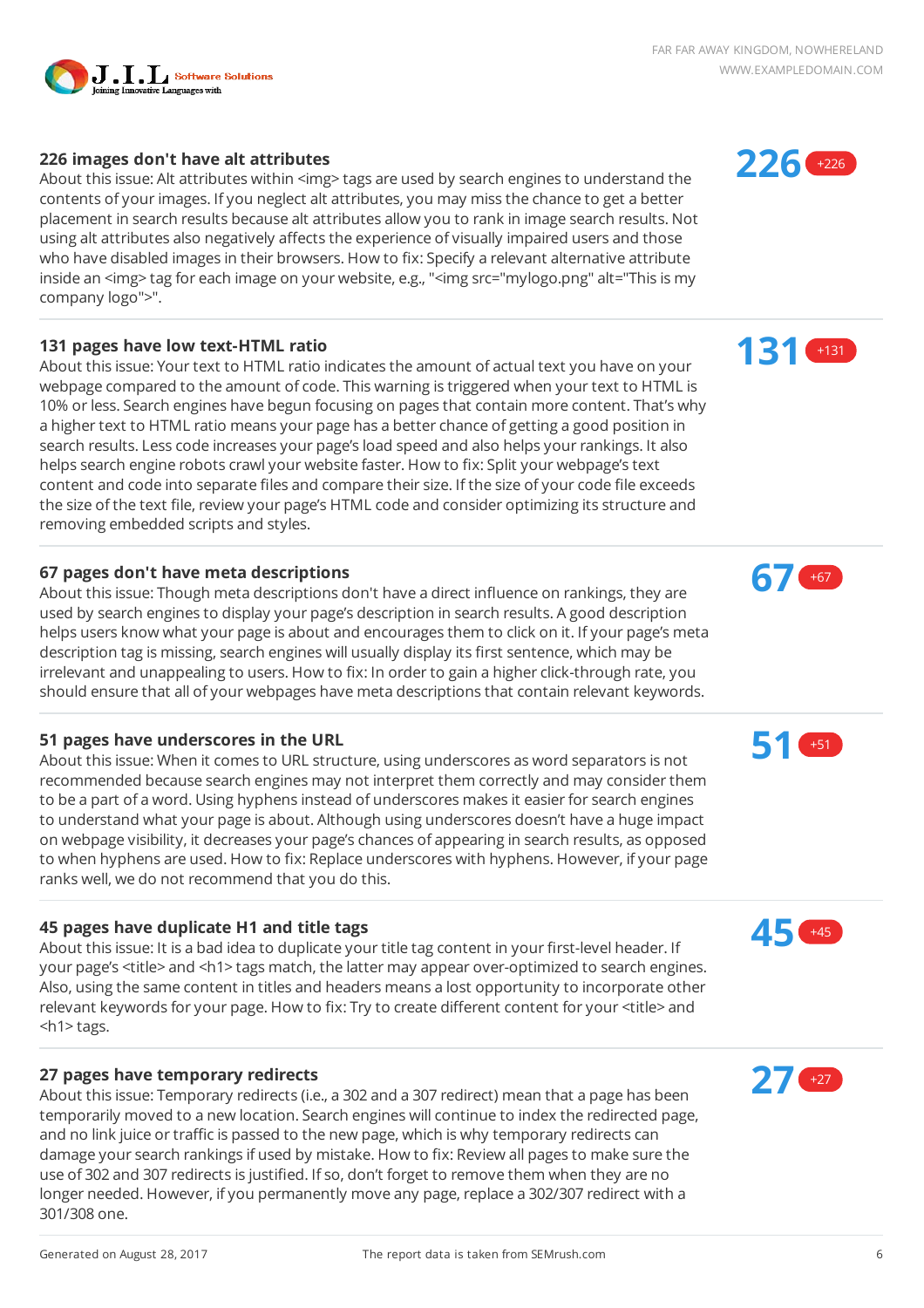### 226 images don't have alt attributes

**226** +226

About this issue: Alt attributes within <img> tags are used by search engines to understand the contents of your images. If you neglect alt attributes, you may miss the chance to get a better placement in search results because alt attributes allow you to rank in image search results. Not using alt attributes also negatively affects the experience of visually impaired users and those who have disabled images in their browsers. How to fix: Specify a relevant alternative attribute inside an <img> tag for each image on your website, e.g., "<img src="mylogo.png" alt="This is my company logo">".

---

### 131 pages have low text-HTML ratio

**131** +131

About this issue: Your text to HTML ratio indicates the amount of actual text you have on your webpage compared to the amount of code. This warning is triggered when your text to HTML is 10% or less. Search engines have begun focusing on pages that contain more content. That's why a higher text to HTML ratio means your page has a better chance of getting a good position in search results. Less code increases your page's load speed and also helps your rankings. It also helps search engine robots crawl your website faster. How to fix: Split your webpage's text content and code into separate files and compare their size. If the size of your code file exceeds the size of the text file, review your page's HTML code and consider optimizing its structure and removing embedded scripts and styles.

---

### 67 pages don't have meta descriptions

**67** +67

About this issue: Though meta descriptions don't have a direct influence on rankings, they are used by search engines to display your page's description in search results. A good description helps users know what your page is about and encourages them to click on it. If your page's meta description tag is missing, search engines will usually display its first sentence, which may be irrelevant and unappealing to users. How to fix: In order to gain a higher click-through rate, you should ensure that all of your webpages have meta descriptions that contain relevant keywords.

---

### 51 pages have underscores in the URL

**51** +51

About this issue: When it comes to URL structure, using underscores as word separators is not recommended because search engines may not interpret them correctly and may consider them to be a part of a word. Using hyphens instead of underscores makes it easier for search engines to understand what your page is about. Although using underscores doesn't have a huge impact on webpage visibility, it decreases your page's chances of appearing in search results, as opposed to when hyphens are used. How to fix: Replace underscores with hyphens. However, if your page ranks well, we do not recommend that you do this.

---

### 45 pages have duplicate H1 and title tags

**45** +45

About this issue: It is a bad idea to duplicate your title tag content in your first-level header. If your page's <title> and <h1> tags match, the latter may appear over-optimized to search engines. Also, using the same content in titles and headers means a lost opportunity to incorporate other relevant keywords for your page. How to fix: Try to create different content for your <title> and <h1> tags.

---

### 27 pages have temporary redirects

**27** +27

About this issue: Temporary redirects (i.e., a 302 and a 307 redirect) mean that a page has been temporarily moved to a new location. Search engines will continue to index the redirected page, and no link juice or traffic is passed to the new page, which is why temporary redirects can damage your search rankings if used by mistake. How to fix: Review all pages to make sure the use of 302 and 307 redirects is justified. If so, don't forget to remove them when they are no longer needed. However, if you permanently move any page, replace a 302/307 redirect with a 301/308 one.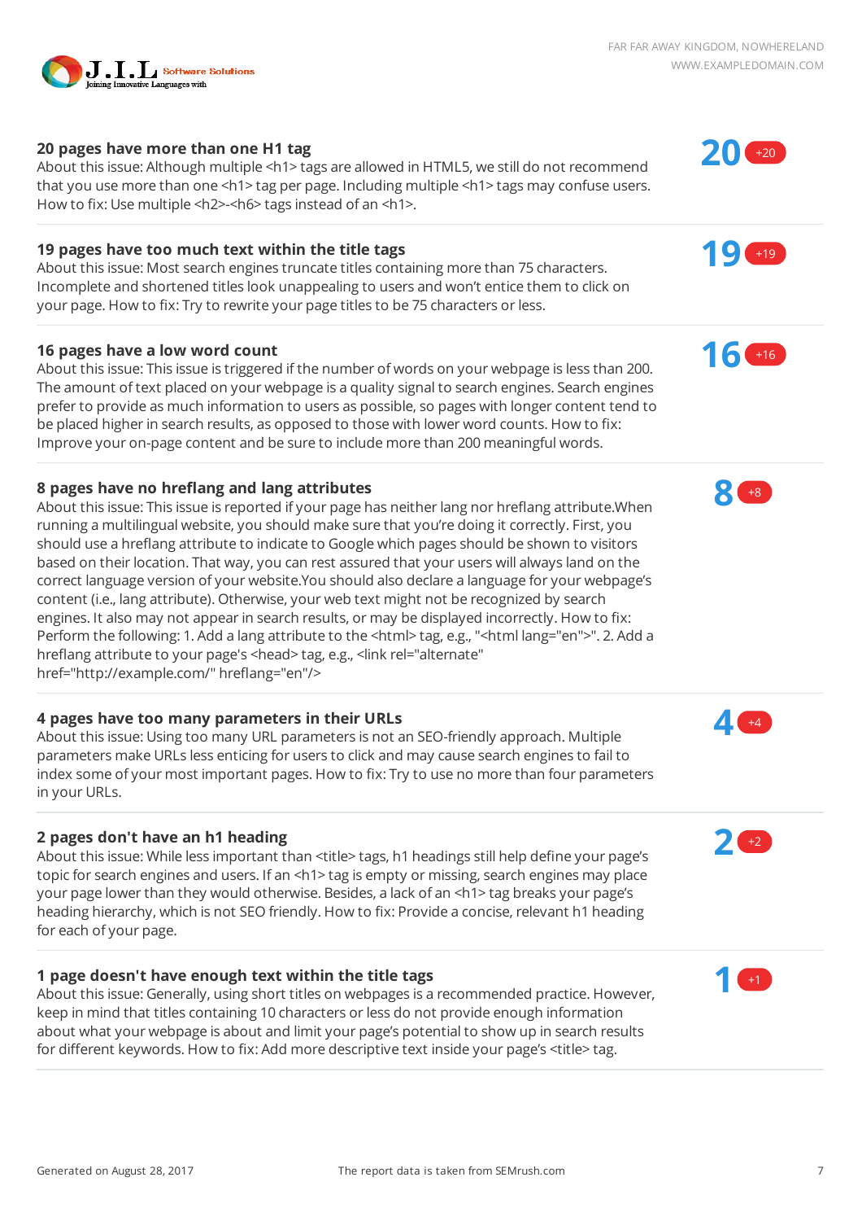### 20 pages have more than one H1 tag

About this issue: Although multiple <h1> tags are allowed in HTML5, we still do not recommend that you use more than one <h1> tag per page. Including multiple <h1> tags may confuse users. How to fix: Use multiple <h2>-<h6> tags instead of an <h1>.

**20** +20

### 19 pages have too much text within the title tags

About this issue: Most search engines truncate titles containing more than 75 characters. Incomplete and shortened titles look unappealing to users and won't entice them to click on your page. How to fix: Try to rewrite your page titles to be 75 characters or less.

**19** +19

### 16 pages have a low word count

About this issue: This issue is triggered if the number of words on your webpage is less than 200. The amount of text placed on your webpage is a quality signal to search engines. Search engines prefer to provide as much information to users as possible, so pages with longer content tend to be placed higher in search results, as opposed to those with lower word counts. How to fix: Improve your on-page content and be sure to include more than 200 meaningful words.

**16** +16

### 8 pages have no hreflang and lang attributes

About this issue: This issue is reported if your page has neither lang nor hreflang attribute.When running a multilingual website, you should make sure that you're doing it correctly. First, you should use a hreflang attribute to indicate to Google which pages should be shown to visitors based on their location. That way, you can rest assured that your users will always land on the correct language version of your website.You should also declare a language for your webpage's content (i.e., lang attribute). Otherwise, your web text might not be recognized by search engines. It also may not appear in search results, or may be displayed incorrectly. How to fix: Perform the following: 1. Add a lang attribute to the <html> tag, e.g., "<html lang="en">". 2. Add a hreflang attribute to your page's <head> tag, e.g., <link rel="alternate" href="http://example.com/" hreflang="en"/>

**8** +8

### 4 pages have too many parameters in their URLs

About this issue: Using too many URL parameters is not an SEO-friendly approach. Multiple parameters make URLs less enticing for users to click and may cause search engines to fail to index some of your most important pages. How to fix: Try to use no more than four parameters in your URLs.

**4** +4

### 2 pages don't have an h1 heading

About this issue: While less important than <title> tags, h1 headings still help define your page's topic for search engines and users. If an <h1> tag is empty or missing, search engines may place your page lower than they would otherwise. Besides, a lack of an <h1> tag breaks your page's heading hierarchy, which is not SEO friendly. How to fix: Provide a concise, relevant h1 heading for each of your page.

**2** +2

### 1 page doesn't have enough text within the title tags

About this issue: Generally, using short titles on webpages is a recommended practice. However, keep in mind that titles containing 10 characters or less do not provide enough information about what your webpage is about and limit your page's potential to show up in search results for different keywords. How to fix: Add more descriptive text inside your page's <title> tag.

**1** +1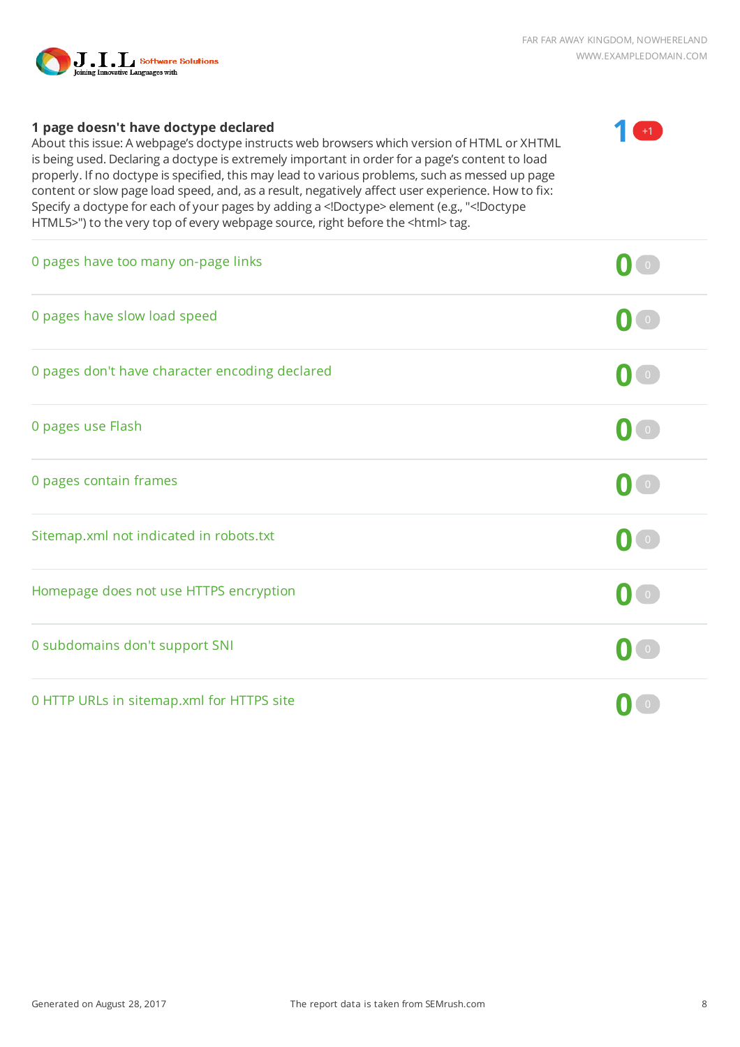**1 page doesn't have doctype declared**

About this issue: A webpage's doctype instructs web browsers which version of HTML or XHTML is being used. Declaring a doctype is extremely important in order for a page's content to load properly. If no doctype is specified, this may lead to various problems, such as messed up page content or slow page load speed, and, as a result, negatively affect user experience. How to fix: Specify a doctype for each of your pages by adding a <!Doctype> element (e.g., "<!Doctype HTML5>") to the very top of every webpage source, right before the <html> tag.

1 +1

0 pages have too many on-page links — 0 0

0 pages have slow load speed — 0 0

0 pages don't have character encoding declared — 0 0

0 pages use Flash — 0 0

0 pages contain frames — 0 0

Sitemap.xml not indicated in robots.txt — 0 0

Homepage does not use HTTPS encryption — 0 0

0 subdomains don't support SNI — 0 0

0 HTTP URLs in sitemap.xml for HTTPS site — 0 0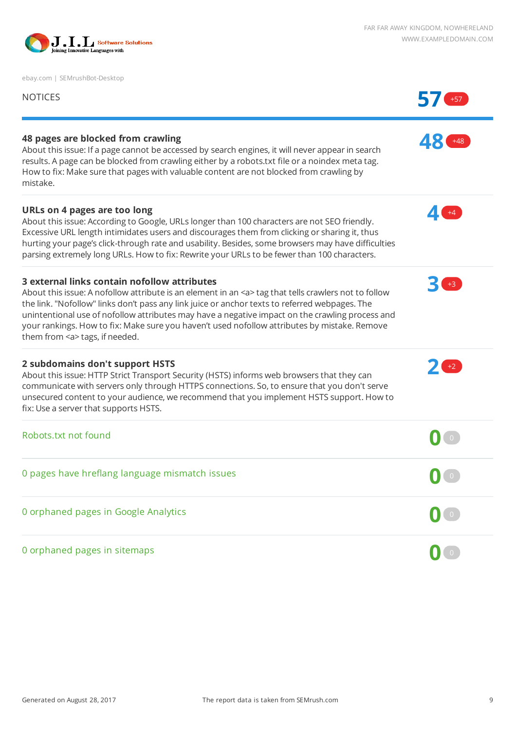ebay.com | SEMrushBot-Desktop

## NOTICES

**57** +57

### 48 pages are blocked from crawling

**48** +48

About this issue: If a page cannot be accessed by search engines, it will never appear in search results. A page can be blocked from crawling either by a robots.txt file or a noindex meta tag. How to fix: Make sure that pages with valuable content are not blocked from crawling by mistake.

### URLs on 4 pages are too long

**4** +4

About this issue: According to Google, URLs longer than 100 characters are not SEO friendly. Excessive URL length intimidates users and discourages them from clicking or sharing it, thus hurting your page's click-through rate and usability. Besides, some browsers may have difficulties parsing extremely long URLs. How to fix: Rewrite your URLs to be fewer than 100 characters.

### 3 external links contain nofollow attributes

**3** +3

About this issue: A nofollow attribute is an element in an <a> tag that tells crawlers not to follow the link. "Nofollow" links don't pass any link juice or anchor texts to referred webpages. The unintentional use of nofollow attributes may have a negative impact on the crawling process and your rankings. How to fix: Make sure you haven't used nofollow attributes by mistake. Remove them from <a> tags, if needed.

### 2 subdomains don't support HSTS

**2** +2

About this issue: HTTP Strict Transport Security (HSTS) informs web browsers that they can communicate with servers only through HTTPS connections. So, to ensure that you don't serve unsecured content to your audience, we recommend that you implement HSTS support. How to fix: Use a server that supports HSTS.

Robots.txt not found **0** 0

0 pages have hreflang language mismatch issues **0** 0

0 orphaned pages in Google Analytics **0** 0

0 orphaned pages in sitemaps **0** 0